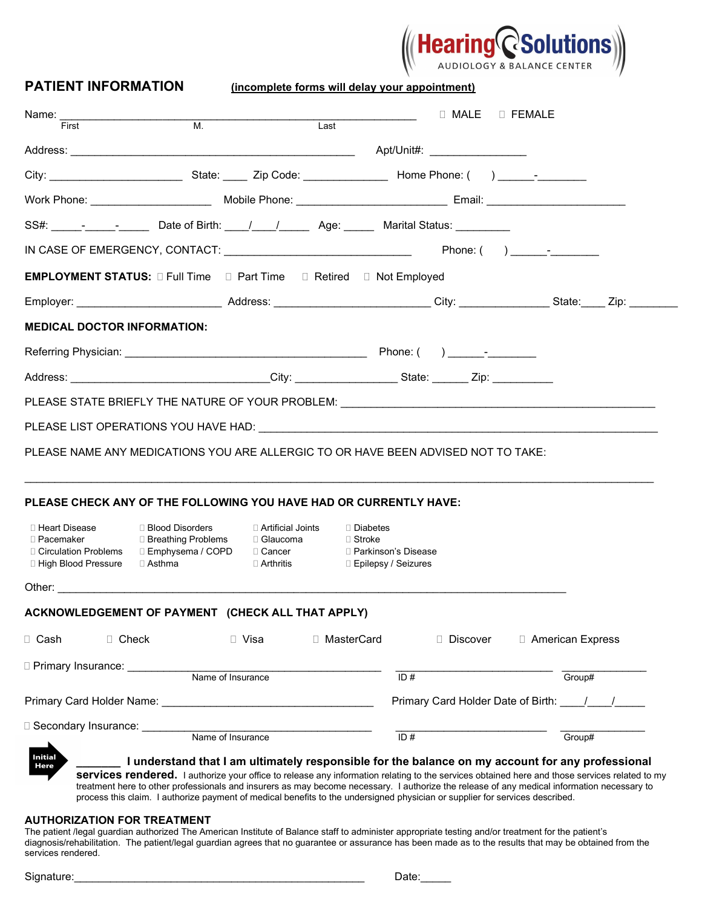Hearing Solutions
AUDIOLOGY & BALANCE CENTER

## PATIENT INFORMATION

**(incomplete forms will delay your appointment)**

Name: ______________________________________________________ ☐ MALE ☐ FEMALE
First M. Last

Address: ___________________________________________ Apt/Unit#: _______________

City: ____________________ State: ____ Zip Code: _____________ Home Phone: ( ) ______-________

Work Phone: ___________________ Mobile Phone: _______________________ Email: _____________________

SS#: _____-_____-_____ Date of Birth: ____/____/_____ Age: _____ Marital Status: _________

IN CASE OF EMERGENCY, CONTACT: _____________________________ Phone: ( ) ______-________

**EMPLOYMENT STATUS:** ☐ Full Time ☐ Part Time ☐ Retired ☐ Not Employed

Employer: ______________________ Address: ________________________ City: ______________ State:____ Zip: ________

**MEDICAL DOCTOR INFORMATION:**

Referring Physician: _____________________________________ Phone: ( ) ______-________

Address: ______________________________City: ________________ State: ______ Zip: __________

PLEASE STATE BRIEFLY THE NATURE OF YOUR PROBLEM: ________________________________________________

PLEASE LIST OPERATIONS YOU HAVE HAD: ____________________________________________________________

PLEASE NAME ANY MEDICATIONS YOU ARE ALLERGIC TO OR HAVE BEEN ADVISED NOT TO TAKE:

_______________________________________________________________________________________________

**PLEASE CHECK ANY OF THE FOLLOWING YOU HAVE HAD OR CURRENTLY HAVE:**

| | | | |
|---|---|---|---|
| ☐ Heart Disease | ☐ Blood Disorders | ☐ Artificial Joints | ☐ Diabetes |
| ☐ Pacemaker | ☐ Breathing Problems | ☐ Glaucoma | ☐ Stroke |
| ☐ Circulation Problems | ☐ Emphysema / COPD | ☐ Cancer | ☐ Parkinson's Disease |
| ☐ High Blood Pressure | ☐ Asthma | ☐ Arthritis | ☐ Epilepsy / Seizures |

Other: ___________________________________________________________________________

**ACKNOWLEDGEMENT OF PAYMENT (CHECK ALL THAT APPLY)**

☐ Cash ☐ Check ☐ Visa ☐ MasterCard ☐ Discover ☐ American Express

☐ Primary Insurance: ______________________________________ ________________________ ______________
Name of Insurance ID # Group#

Primary Card Holder Name: __________________________________ Primary Card Holder Date of Birth: ____/____/_____

☐ Secondary Insurance: ____________________________________ ________________________ ______________
Name of Insurance ID # Group#

Initial Here _______ **I understand that I am ultimately responsible for the balance on my account for any professional services rendered.** I authorize your office to release any information relating to the services obtained here and those services related to my treatment here to other professionals and insurers as may become necessary. I authorize the release of any medical information necessary to process this claim. I authorize payment of medical benefits to the undersigned physician or supplier for services described.

**AUTHORIZATION FOR TREATMENT**

The patient /legal guardian authorized The American Institute of Balance staff to administer appropriate testing and/or treatment for the patient's diagnosis/rehabilitation. The patient/legal guardian agrees that no guarantee or assurance has been made as to the results that may be obtained from the services rendered.

Signature:_______________________________________________ Date:_____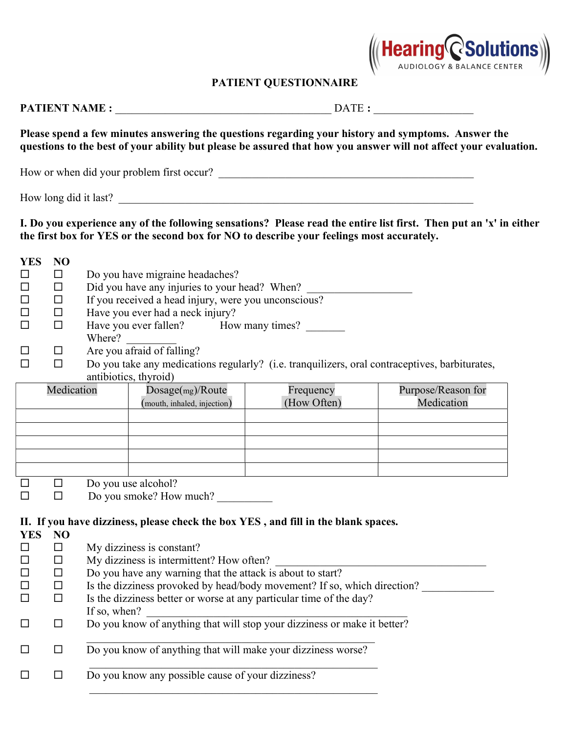Hearing Solutions
AUDIOLOGY & BALANCE CENTER

# PATIENT QUESTIONNAIRE

**PATIENT NAME :** ________________________________________ DATE : __________________

**Please spend a few minutes answering the questions regarding your history and symptoms. Answer the questions to the best of your ability but please be assured that how you answer will not affect your evaluation.**

How or when did your problem first occur? ________________________________________________

How long did it last? ___________________________________________________________________

**I. Do you experience any of the following sensations? Please read the entire list first. Then put an 'x' in either the first box for YES or the second box for NO to describe your feelings most accurately.**

| YES | NO | |
|---|---|---|
| ☐ | ☐ | Do you have migraine headaches? |
| ☐ | ☐ | Did you have any injuries to your head? When? ___________________ |
| ☐ | ☐ | If you received a head injury, were you unconscious? |
| ☐ | ☐ | Have you ever had a neck injury? |
| ☐ | ☐ | Have you ever fallen? How many times? _______ Where? _________ |
| ☐ | ☐ | Are you afraid of falling? |
| ☐ | ☐ | Do you take any medications regularly? (i.e. tranquilizers, oral contraceptives, barbiturates, antibiotics, thyroid) |

| Medication | Dosage(mg)/Route (mouth, inhaled, injection) | Frequency (How Often) | Purpose/Reason for Medication |
|---|---|---|---|
| | | | |
| | | | |
| | | | |
| | | | |
| | | | |

| YES | NO | |
|---|---|---|
| ☐ | ☐ | Do you use alcohol? |
| ☐ | ☐ | Do you smoke? How much? __________ |

**II. If you have dizziness, please check the box YES , and fill in the blank spaces.**

| YES | NO | |
|---|---|---|
| ☐ | ☐ | My dizziness is constant? |
| ☐ | ☐ | My dizziness is intermittent? How often? ________________________________________ |
| ☐ | ☐ | Do you have any warning that the attack is about to start? |
| ☐ | ☐ | Is the dizziness provoked by head/body movement? If so, which direction? _____________ |
| ☐ | ☐ | Is the dizziness better or worse at any particular time of the day? If so, when? ________________________________________________ |
| ☐ | ☐ | Do you know of anything that will stop your dizziness or make it better? ______________________________________________________ |
| ☐ | ☐ | Do you know of anything that will make your dizziness worse? ______________________________________________________ |
| ☐ | ☐ | Do you know any possible cause of your dizziness? ______________________________________________________ |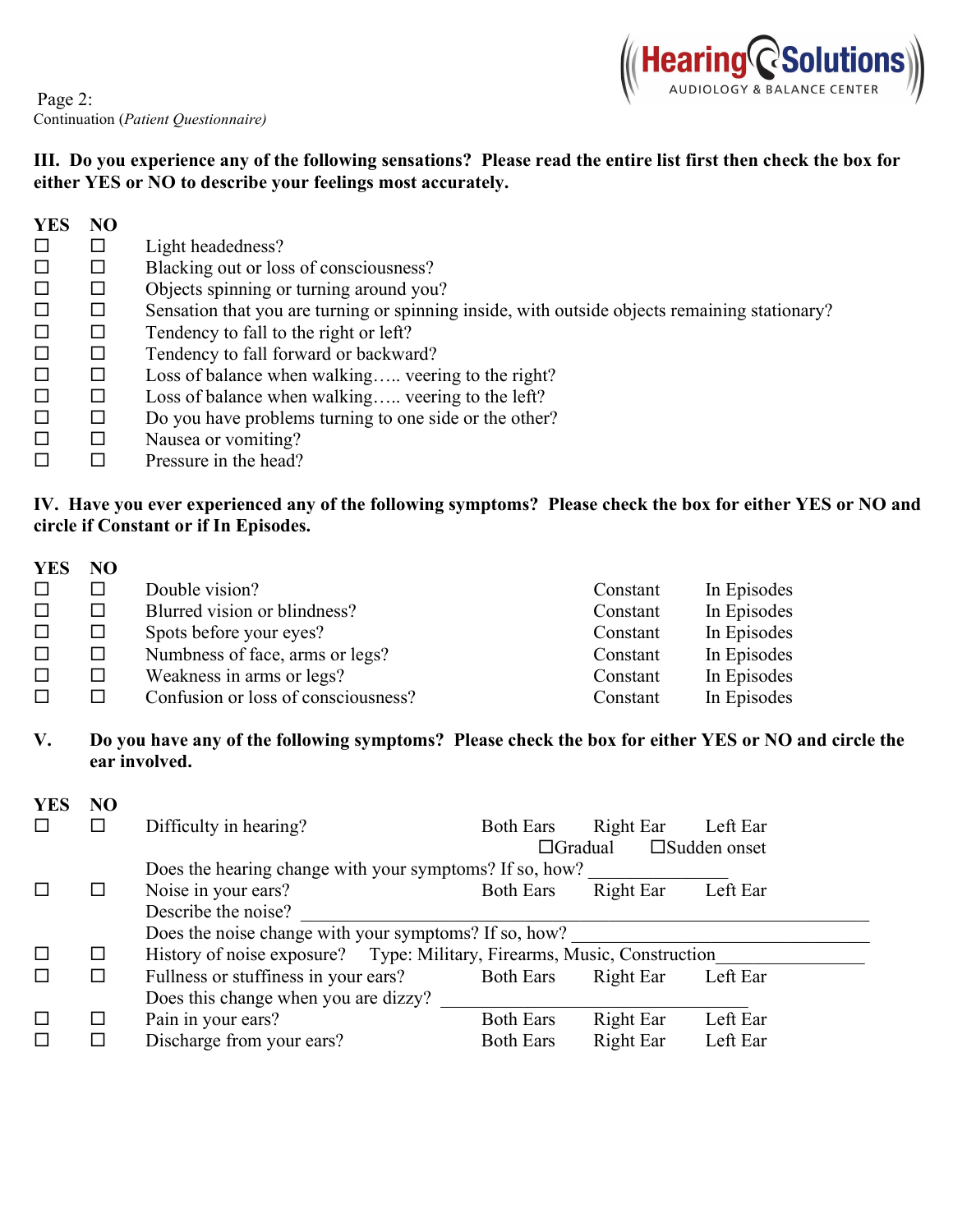Page 2:
Continuation (*Patient Questionnaire)*

**Hearing Solutions**
AUDIOLOGY & BALANCE CENTER

**III. Do you experience any of the following sensations? Please read the entire list first then check the box for either YES or NO to describe your feelings most accurately.**

| YES | NO | |
|---|---|---|
| ☐ | ☐ | Light headedness? |
| ☐ | ☐ | Blacking out or loss of consciousness? |
| ☐ | ☐ | Objects spinning or turning around you? |
| ☐ | ☐ | Sensation that you are turning or spinning inside, with outside objects remaining stationary? |
| ☐ | ☐ | Tendency to fall to the right or left? |
| ☐ | ☐ | Tendency to fall forward or backward? |
| ☐ | ☐ | Loss of balance when walking….. veering to the right? |
| ☐ | ☐ | Loss of balance when walking….. veering to the left? |
| ☐ | ☐ | Do you have problems turning to one side or the other? |
| ☐ | ☐ | Nausea or vomiting? |
| ☐ | ☐ | Pressure in the head? |

**IV. Have you ever experienced any of the following symptoms? Please check the box for either YES or NO and circle if Constant or if In Episodes.**

| YES | NO | | | |
|---|---|---|---|---|
| ☐ | ☐ | Double vision? | Constant | In Episodes |
| ☐ | ☐ | Blurred vision or blindness? | Constant | In Episodes |
| ☐ | ☐ | Spots before your eyes? | Constant | In Episodes |
| ☐ | ☐ | Numbness of face, arms or legs? | Constant | In Episodes |
| ☐ | ☐ | Weakness in arms or legs? | Constant | In Episodes |
| ☐ | ☐ | Confusion or loss of consciousness? | Constant | In Episodes |

**V. Do you have any of the following symptoms? Please check the box for either YES or NO and circle the ear involved.**

| YES | NO | | | | |
|---|---|---|---|---|---|
| ☐ | ☐ | Difficulty in hearing? | Both Ears | Right Ear | Left Ear |
| | | | | ☐Gradual | ☐Sudden onset |
| | | Does the hearing change with your symptoms? If so, how? ______________ | | | |
| ☐ | ☐ | Noise in your ears? | Both Ears | Right Ear | Left Ear |
| | | Describe the noise? ______________________________________________ | | | |
| | | Does the noise change with your symptoms? If so, how? ______________________________ | | | |
| ☐ | ☐ | History of noise exposure? Type: Military, Firearms, Music, Construction______________ | | | |
| ☐ | ☐ | Fullness or stuffiness in your ears? | Both Ears | Right Ear | Left Ear |
| | | Does this change when you are dizzy? ______________________________ | | | |
| ☐ | ☐ | Pain in your ears? | Both Ears | Right Ear | Left Ear |
| ☐ | ☐ | Discharge from your ears? | Both Ears | Right Ear | Left Ear |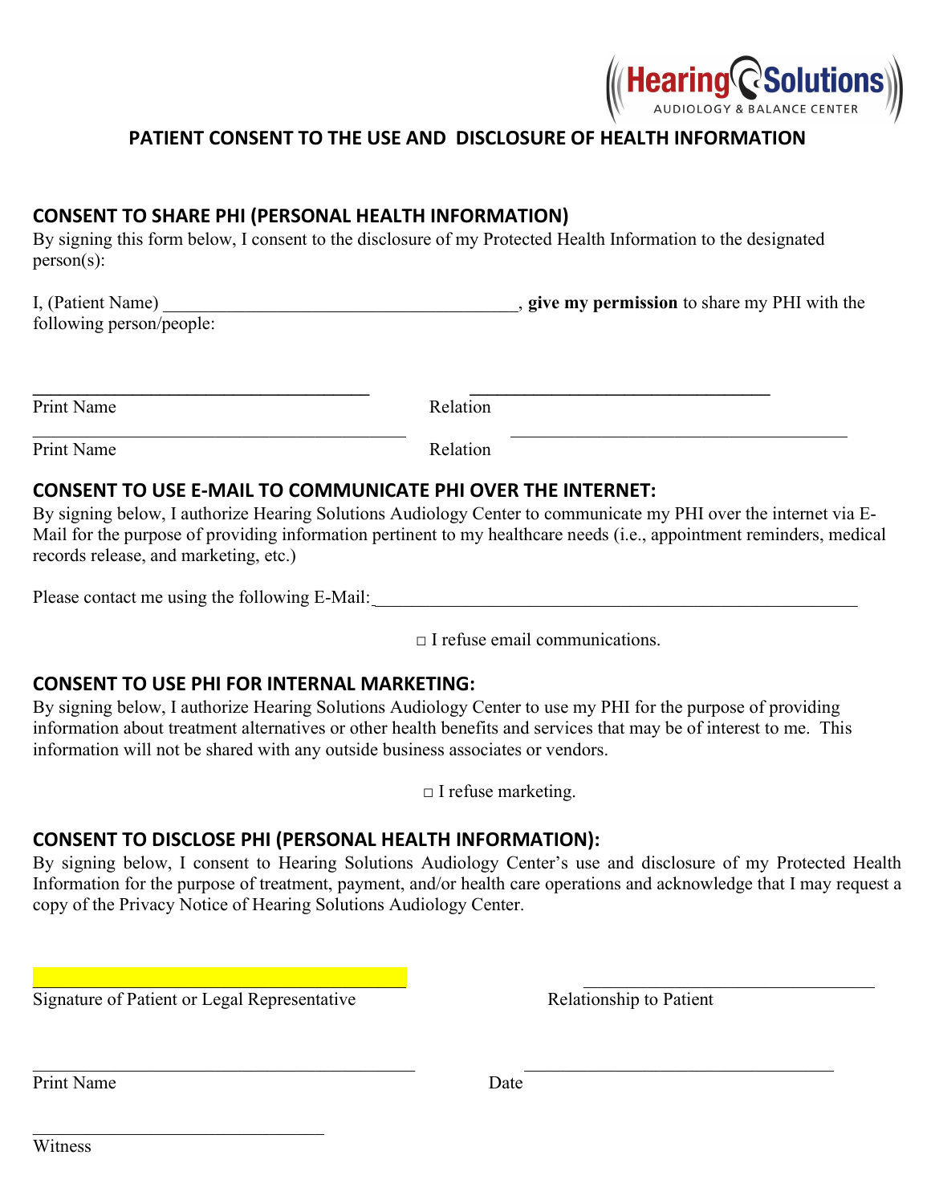Hearing Solutions
AUDIOLOGY & BALANCE CENTER

## PATIENT CONSENT TO THE USE AND DISCLOSURE OF HEALTH INFORMATION

### CONSENT TO SHARE PHI (PERSONAL HEALTH INFORMATION)

By signing this form below, I consent to the disclosure of my Protected Health Information to the designated person(s):

I, (Patient Name) ______________________________________, **give my permission** to share my PHI with the following person/people:

____________________________________ ________________________________

Print Name Relation

____________________________________ ________________________________

Print Name Relation

### CONSENT TO USE E-MAIL TO COMMUNICATE PHI OVER THE INTERNET:

By signing below, I authorize Hearing Solutions Audiology Center to communicate my PHI over the internet via E-Mail for the purpose of providing information pertinent to my healthcare needs (i.e., appointment reminders, medical records release, and marketing, etc.)

Please contact me using the following E-Mail: ________________________________________________

□ I refuse email communications.

### CONSENT TO USE PHI FOR INTERNAL MARKETING:

By signing below, I authorize Hearing Solutions Audiology Center to use my PHI for the purpose of providing information about treatment alternatives or other health benefits and services that may be of interest to me. This information will not be shared with any outside business associates or vendors.

□ I refuse marketing.

### CONSENT TO DISCLOSE PHI (PERSONAL HEALTH INFORMATION):

By signing below, I consent to Hearing Solutions Audiology Center's use and disclosure of my Protected Health Information for the purpose of treatment, payment, and/or health care operations and acknowledge that I may request a copy of the Privacy Notice of Hearing Solutions Audiology Center.

____________________________________ ________________________________

Signature of Patient or Legal Representative Relationship to Patient

____________________________________ ________________________________

Print Name Date

________________________________

Witness